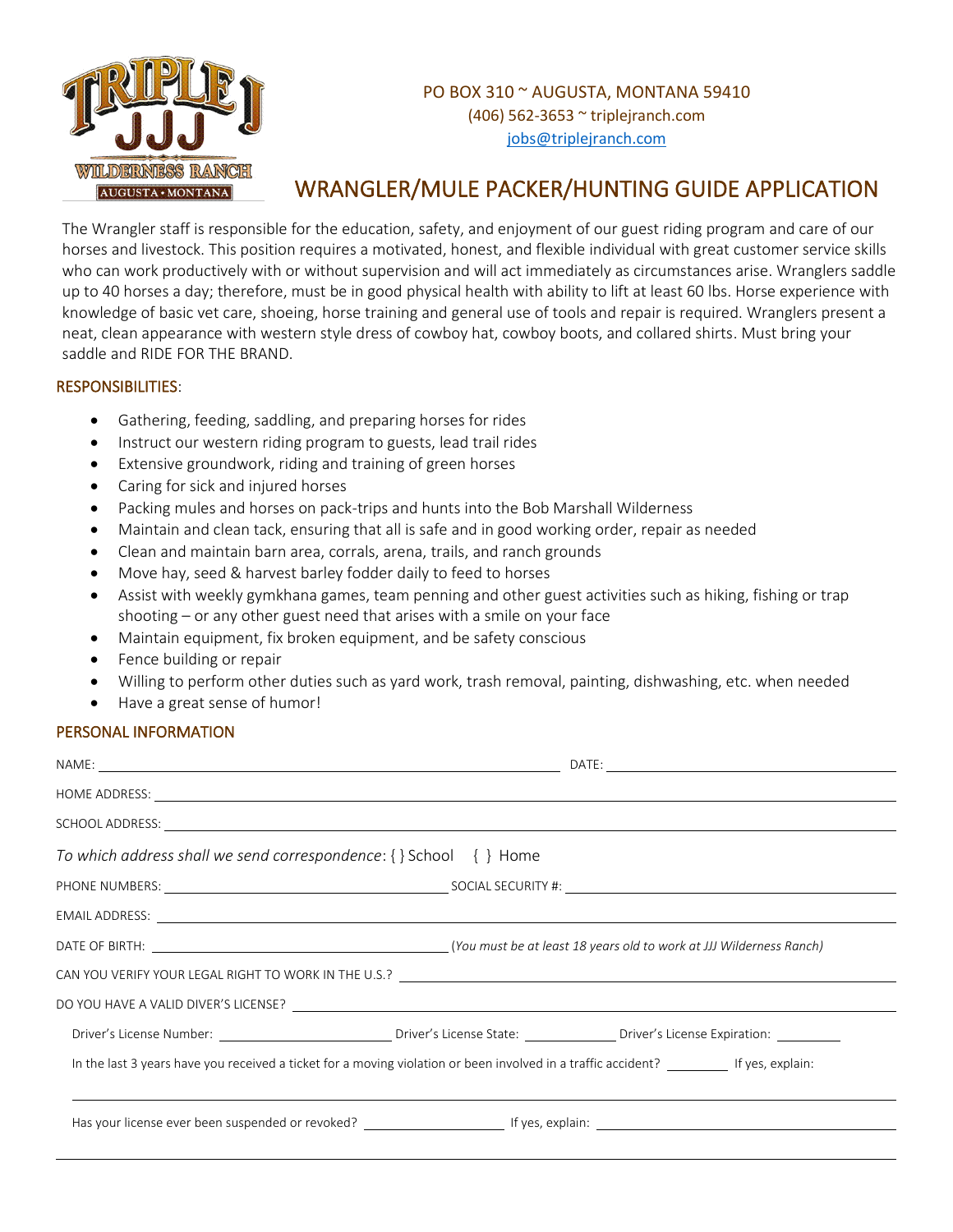PO BOX 310 ~ AUGUSTA, MONTANA 59410
(406) 562-3653 ~ triplejranch.com
jobs@triplejranch.com

# WRANGLER/MULE PACKER/HUNTING GUIDE APPLICATION

The Wrangler staff is responsible for the education, safety, and enjoyment of our guest riding program and care of our horses and livestock. This position requires a motivated, honest, and flexible individual with great customer service skills who can work productively with or without supervision and will act immediately as circumstances arise. Wranglers saddle up to 40 horses a day; therefore, must be in good physical health with ability to lift at least 60 lbs. Horse experience with knowledge of basic vet care, shoeing, horse training and general use of tools and repair is required. Wranglers present a neat, clean appearance with western style dress of cowboy hat, cowboy boots, and collared shirts. Must bring your saddle and RIDE FOR THE BRAND.

## RESPONSIBILITIES:

- Gathering, feeding, saddling, and preparing horses for rides
- Instruct our western riding program to guests, lead trail rides
- Extensive groundwork, riding and training of green horses
- Caring for sick and injured horses
- Packing mules and horses on pack-trips and hunts into the Bob Marshall Wilderness
- Maintain and clean tack, ensuring that all is safe and in good working order, repair as needed
- Clean and maintain barn area, corrals, arena, trails, and ranch grounds
- Move hay, seed & harvest barley fodder daily to feed to horses
- Assist with weekly gymkhana games, team penning and other guest activities such as hiking, fishing or trap shooting – or any other guest need that arises with a smile on your face
- Maintain equipment, fix broken equipment, and be safety conscious
- Fence building or repair
- Willing to perform other duties such as yard work, trash removal, painting, dishwashing, etc. when needed
- Have a great sense of humor!

## PERSONAL INFORMATION

NAME: ______________________________ DATE: ______________________

HOME ADDRESS: ______________________________________________

SCHOOL ADDRESS: ______________________________________________

*To which address shall we send correspondence*: { } School { } Home

PHONE NUMBERS: ______________________ SOCIAL SECURITY #: ______________________

EMAIL ADDRESS: ______________________________________________

DATE OF BIRTH: ______________________ *(You must be at least 18 years old to work at JJJ Wilderness Ranch)*

CAN YOU VERIFY YOUR LEGAL RIGHT TO WORK IN THE U.S.? ______________________

DO YOU HAVE A VALID DIVER'S LICENSE? ______________________

Driver's License Number: ____________ Driver's License State: ________ Driver's License Expiration: ________

In the last 3 years have you received a ticket for a moving violation or been involved in a traffic accident? ________ If yes, explain:

______________________________________________

Has your license ever been suspended or revoked? ____________ If yes, explain: ______________________

______________________________________________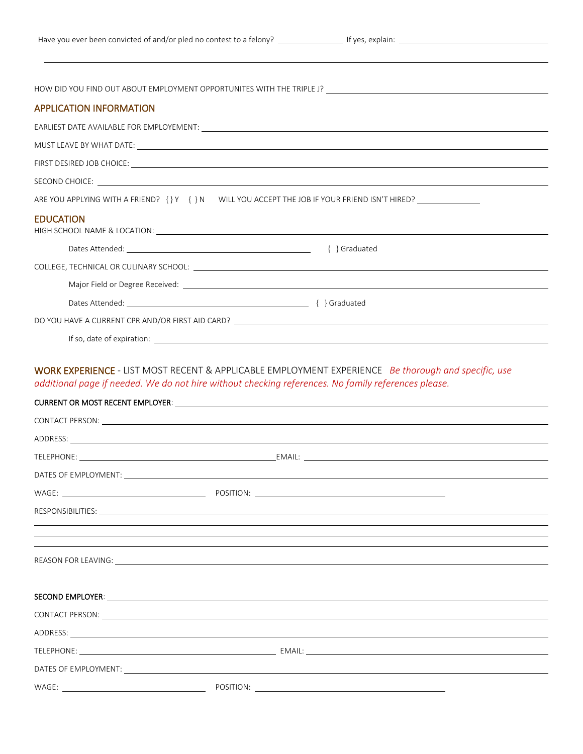Have you ever been convicted of and/or pled no contest to a felony? ______________ If yes, explain: ______________________________

______________________________________________________________________________

HOW DID YOU FIND OUT ABOUT EMPLOYMENT OPPORTUNITES WITH THE TRIPLE J? ______________________________

## APPLICATION INFORMATION

EARLIEST DATE AVAILABLE FOR EMPLOYEMENT: ______________________________

MUST LEAVE BY WHAT DATE: ______________________________

FIRST DESIRED JOB CHOICE: ______________________________

SECOND CHOICE: ______________________________

ARE YOU APPLYING WITH A FRIEND? { } Y { } N WILL YOU ACCEPT THE JOB IF YOUR FRIEND ISN'T HIRED? ______________

## EDUCATION

HIGH SCHOOL NAME & LOCATION: ______________________________

Dates Attended: ______________________________ { } Graduated

COLLEGE, TECHNICAL OR CULINARY SCHOOL: ______________________________

Major Field or Degree Received: ______________________________

Dates Attended: ______________________________ { } Graduated

DO YOU HAVE A CURRENT CPR AND/OR FIRST AID CARD? ______________________________

If so, date of expiration: ______________________________

## WORK EXPERIENCE - LIST MOST RECENT & APPLICABLE EMPLOYMENT EXPERIENCE *Be thorough and specific, use additional page if needed. We do not hire without checking references. No family references please.*

**CURRENT OR MOST RECENT EMPLOYER**: ______________________________

CONTACT PERSON: ______________________________

ADDRESS: ______________________________

TELEPHONE: ______________________________ EMAIL: ______________________________

DATES OF EMPLOYMENT: ______________________________

WAGE: ______________________________ POSITION: ______________________________

RESPONSIBILITIES: ______________________________

______________________________________________________________________________

______________________________________________________________________________

______________________________________________________________________________

REASON FOR LEAVING: ______________________________

**SECOND EMPLOYER**: ______________________________

CONTACT PERSON: ______________________________

ADDRESS: ______________________________

TELEPHONE: ______________________________ EMAIL: ______________________________

DATES OF EMPLOYMENT: ______________________________

WAGE: ______________________________ POSITION: ______________________________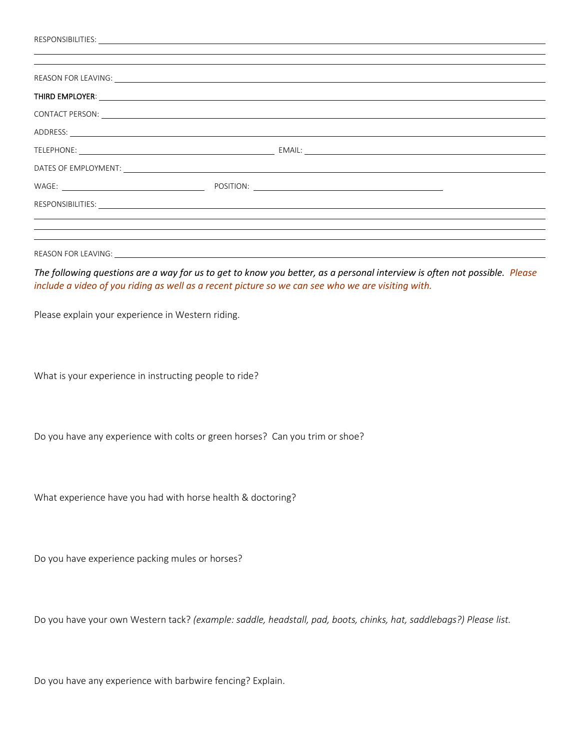RESPONSIBILITIES: ________________________________________________

________________________________________________

________________________________________________

REASON FOR LEAVING: ________________________________________________

**THIRD EMPLOYER**: ________________________________________________

CONTACT PERSON: ________________________________________________

ADDRESS: ________________________________________________

TELEPHONE: ________________________ EMAIL: ________________________

DATES OF EMPLOYMENT: ________________________________________________

WAGE: ________________ POSITION: ________________________

RESPONSIBILITIES: ________________________________________________

________________________________________________

________________________________________________

________________________________________________

REASON FOR LEAVING: ________________________________________________

*The following questions are a way for us to get to know you better, as a personal interview is often not possible. Please include a video of you riding as well as a recent picture so we can see who we are visiting with.*

Please explain your experience in Western riding.

What is your experience in instructing people to ride?

Do you have any experience with colts or green horses? Can you trim or shoe?

What experience have you had with horse health & doctoring?

Do you have experience packing mules or horses?

Do you have your own Western tack? *(example: saddle, headstall, pad, boots, chinks, hat, saddlebags?) Please list.*

Do you have any experience with barbwire fencing? Explain.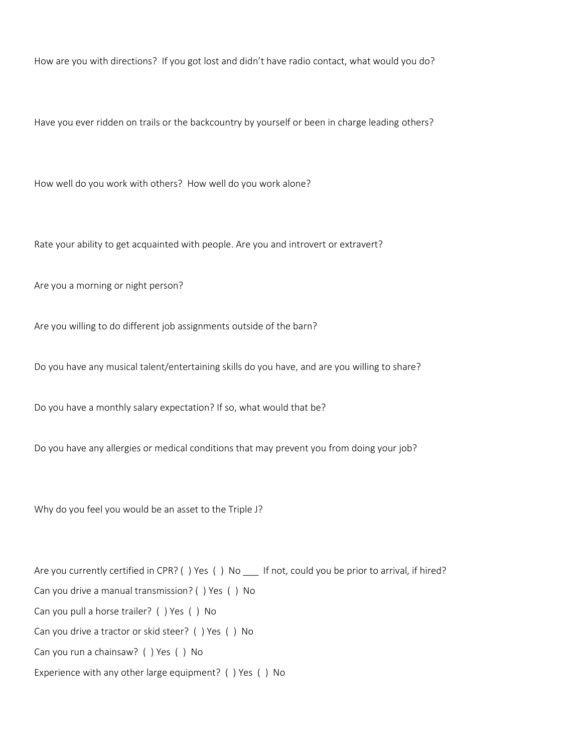How are you with directions? If you got lost and didn't have radio contact, what would you do?

Have you ever ridden on trails or the backcountry by yourself or been in charge leading others?

How well do you work with others? How well do you work alone?

Rate your ability to get acquainted with people. Are you and introvert or extravert?

Are you a morning or night person?

Are you willing to do different job assignments outside of the barn?

Do you have any musical talent/entertaining skills do you have, and are you willing to share?

Do you have a monthly salary expectation? If so, what would that be?

Do you have any allergies or medical conditions that may prevent you from doing your job?

Why do you feel you would be an asset to the Triple J?

Are you currently certified in CPR? ( ) Yes ( ) No ___ If not, could you be prior to arrival, if hired?

Can you drive a manual transmission? ( ) Yes ( ) No

Can you pull a horse trailer? ( ) Yes ( ) No

Can you drive a tractor or skid steer? ( ) Yes ( ) No

Can you run a chainsaw? ( ) Yes ( ) No

Experience with any other large equipment? ( ) Yes ( ) No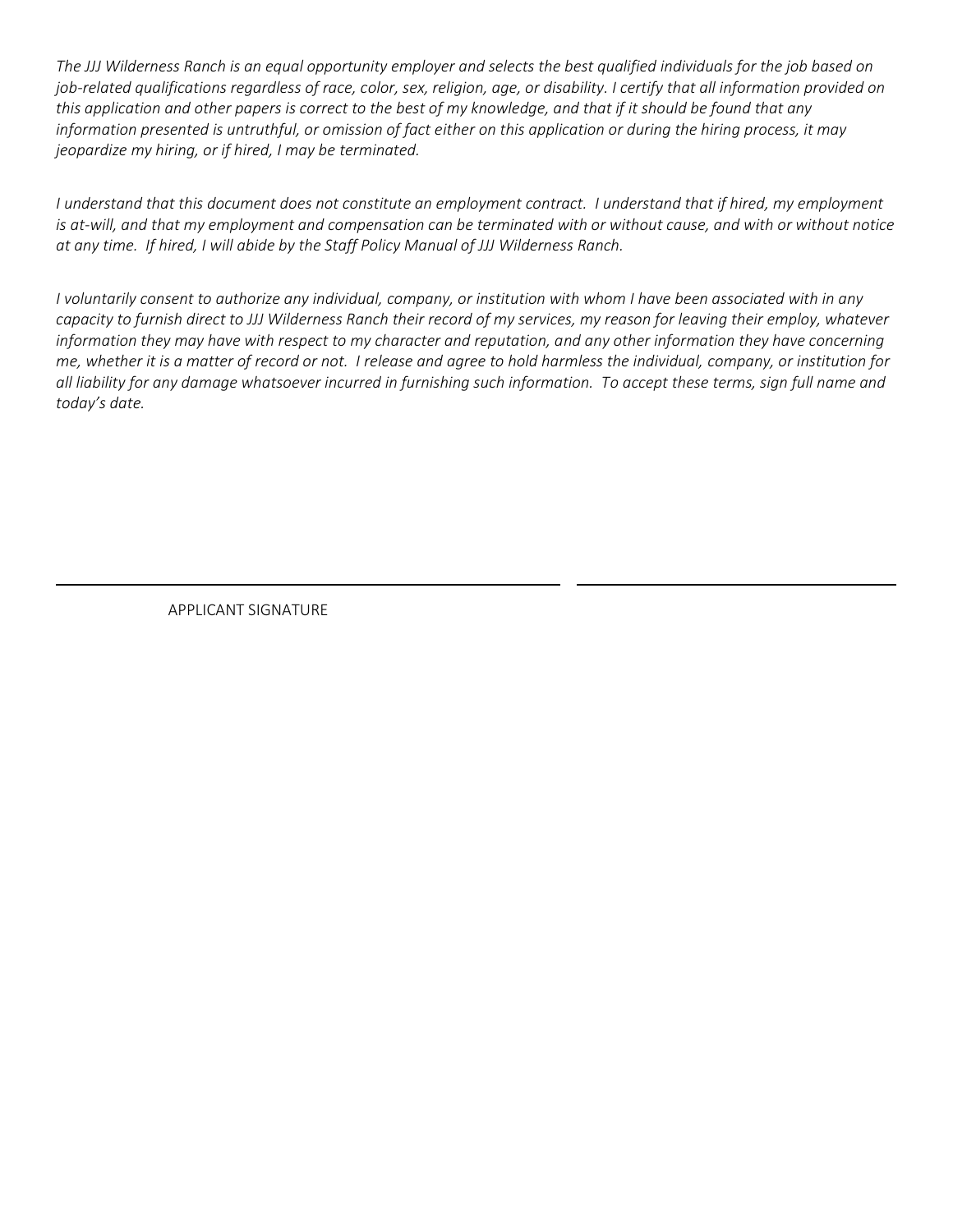*The JJJ Wilderness Ranch is an equal opportunity employer and selects the best qualified individuals for the job based on job-related qualifications regardless of race, color, sex, religion, age, or disability. I certify that all information provided on this application and other papers is correct to the best of my knowledge, and that if it should be found that any information presented is untruthful, or omission of fact either on this application or during the hiring process, it may jeopardize my hiring, or if hired, I may be terminated.*

*I understand that this document does not constitute an employment contract. I understand that if hired, my employment is at-will, and that my employment and compensation can be terminated with or without cause, and with or without notice at any time. If hired, I will abide by the Staff Policy Manual of JJJ Wilderness Ranch.*

*I voluntarily consent to authorize any individual, company, or institution with whom I have been associated with in any capacity to furnish direct to JJJ Wilderness Ranch their record of my services, my reason for leaving their employ, whatever information they may have with respect to my character and reputation, and any other information they have concerning me, whether it is a matter of record or not. I release and agree to hold harmless the individual, company, or institution for all liability for any damage whatsoever incurred in furnishing such information. To accept these terms, sign full name and today's date.*

\_\_\_\_\_\_\_\_\_\_\_\_\_\_\_\_\_\_\_\_\_\_\_\_\_\_\_\_\_\_\_\_\_\_\_\_\_\_\_\_ \_\_\_\_\_\_\_\_\_\_\_\_\_\_\_\_\_\_\_\_\_\_\_\_\_\_\_\_

APPLICANT SIGNATURE